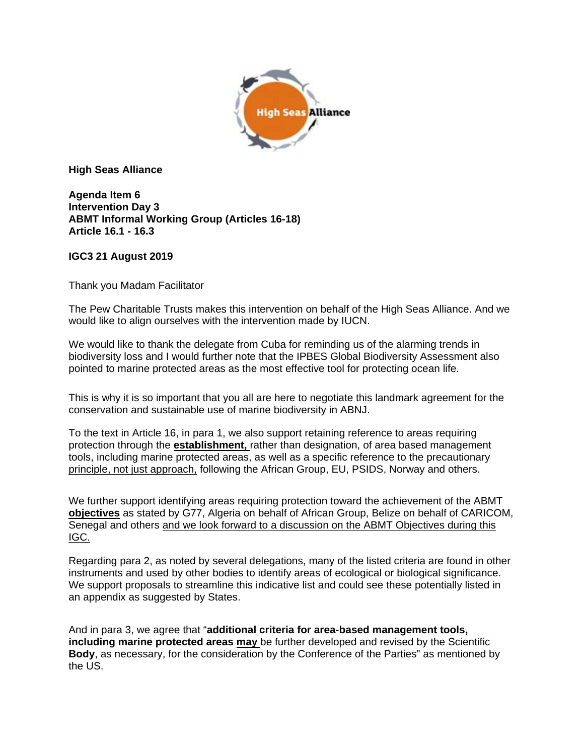**High Seas Alliance**

**Agenda Item 6**
**Intervention Day 3**
**ABMT Informal Working Group (Articles 16-18)**
**Article 16.1 - 16.3**

**IGC3 21 August 2019**

Thank you Madam Facilitator

The Pew Charitable Trusts makes this intervention on behalf of the High Seas Alliance. And we would like to align ourselves with the intervention made by IUCN.

We would like to thank the delegate from Cuba for reminding us of the alarming trends in biodiversity loss and I would further note that the IPBES Global Biodiversity Assessment also pointed to marine protected areas as the most effective tool for protecting ocean life.

This is why it is so important that you all are here to negotiate this landmark agreement for the conservation and sustainable use of marine biodiversity in ABNJ.

To the text in Article 16, in para 1, we also support retaining reference to areas requiring protection through the <u>**establishment,**</u> rather than designation, of area based management tools, including marine protected areas, as well as a specific reference to the precautionary <u>principle, not just approach,</u> following the African Group, EU, PSIDS, Norway and others.

We further support identifying areas requiring protection toward the achievement of the ABMT <u>**objectives**</u> as stated by G77, Algeria on behalf of African Group, Belize on behalf of CARICOM, Senegal and others <u>and we look forward to a discussion on the ABMT Objectives during this IGC.</u>

Regarding para 2, as noted by several delegations, many of the listed criteria are found in other instruments and used by other bodies to identify areas of ecological or biological significance. We support proposals to streamline this indicative list and could see these potentially listed in an appendix as suggested by States.

And in para 3, we agree that "**additional criteria for area-based management tools, including marine protected areas <u>may</u>** be further developed and revised by the Scientific **Body**, as necessary, for the consideration by the Conference of the Parties" as mentioned by the US.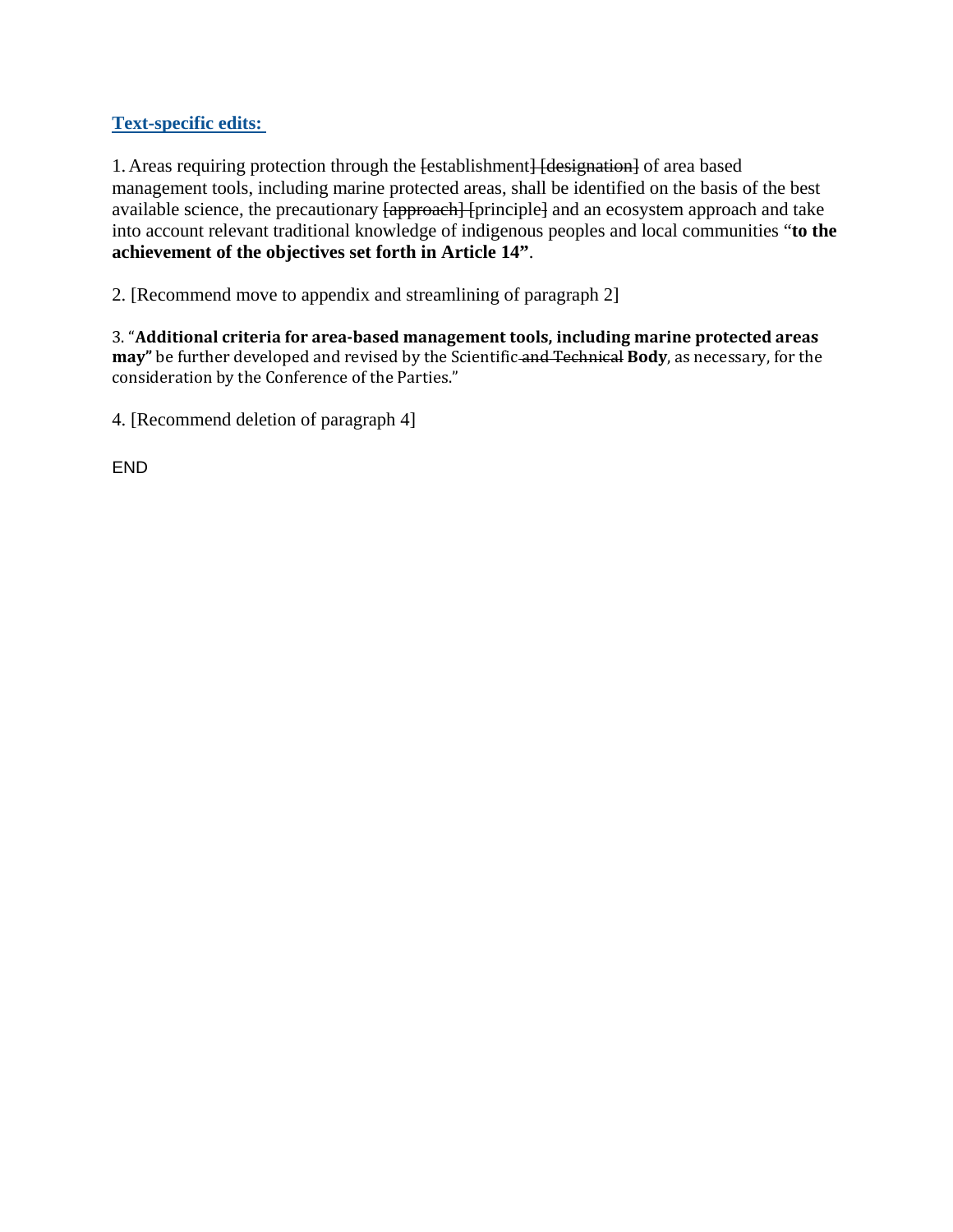**Text-specific edits:**

1. Areas requiring protection through the ~~[~~establishment~~] [designation]~~ of area based management tools, including marine protected areas, shall be identified on the basis of the best available science, the precautionary ~~[approach] [~~principle~~]~~ and an ecosystem approach and take into account relevant traditional knowledge of indigenous peoples and local communities "**to the achievement of the objectives set forth in Article 14"**.

2. [Recommend move to appendix and streamlining of paragraph 2]

3. "**Additional criteria for area-based management tools, including marine protected areas may"** be further developed and revised by the Scientific ~~and Technical~~ **Body**, as necessary, for the consideration by the Conference of the Parties."

4. [Recommend deletion of paragraph 4]

END